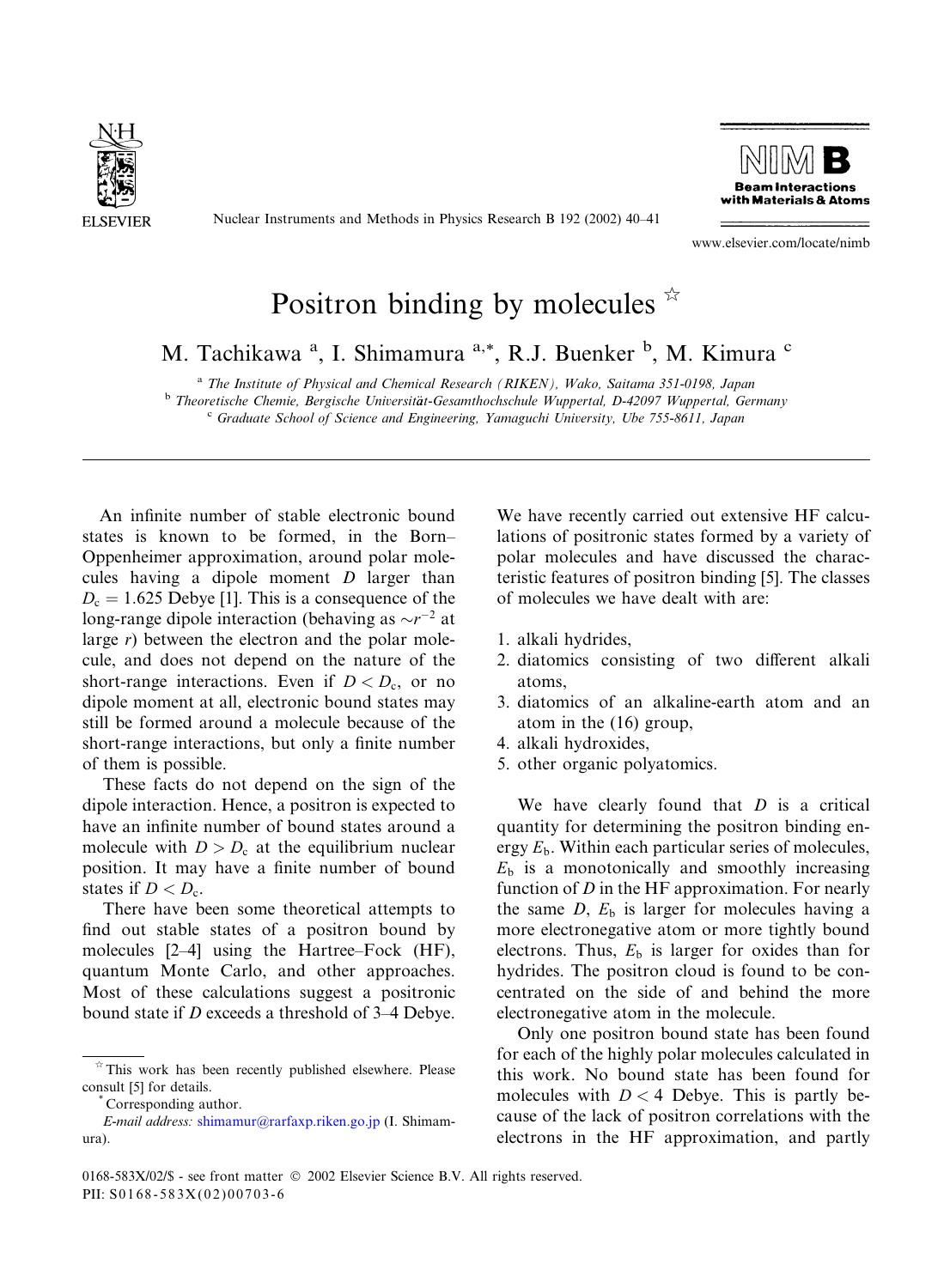# Positron binding by molecules ☆

M. Tachikawa [a], I. Shimamura [a,*], R.J. Buenker [b], M. Kimura [c]

[a] The Institute of Physical and Chemical Research (RIKEN), Wako, Saitama 351-0198, Japan
[b] Theoretische Chemie, Bergische Universität-Gesamthochschule Wuppertal, D-42097 Wuppertal, Germany
[c] Graduate School of Science and Engineering, Yamaguchi University, Ube 755-8611, Japan

---

An infinite number of stable electronic bound states is known to be formed, in the Born–Oppenheimer approximation, around polar molecules having a dipole moment $D$ larger than $D_c = 1.625$ Debye [1]. This is a consequence of the long-range dipole interaction (behaving as $\sim r^{-2}$ at large $r$) between the electron and the polar molecule, and does not depend on the nature of the short-range interactions. Even if $D < D_c$, or no dipole moment at all, electronic bound states may still be formed around a molecule because of the short-range interactions, but only a finite number of them is possible.

These facts do not depend on the sign of the dipole interaction. Hence, a positron is expected to have an infinite number of bound states around a molecule with $D > D_c$ at the equilibrium nuclear position. It may have a finite number of bound states if $D < D_c$.

There have been some theoretical attempts to find out stable states of a positron bound by molecules [2–4] using the Hartree–Fock (HF), quantum Monte Carlo, and other approaches. Most of these calculations suggest a positronic bound state if $D$ exceeds a threshold of 3–4 Debye.

We have recently carried out extensive HF calculations of positronic states formed by a variety of polar molecules and have discussed the characteristic features of positron binding [5]. The classes of molecules we have dealt with are:

1. alkali hydrides,
2. diatomics consisting of two different alkali atoms,
3. diatomics of an alkaline-earth atom and an atom in the (16) group,
4. alkali hydroxides,
5. other organic polyatomics.

We have clearly found that $D$ is a critical quantity for determining the positron binding energy $E_b$. Within each particular series of molecules, $E_b$ is a monotonically and smoothly increasing function of $D$ in the HF approximation. For nearly the same $D$, $E_b$ is larger for molecules having a more electronegative atom or more tightly bound electrons. Thus, $E_b$ is larger for oxides than for hydrides. The positron cloud is found to be concentrated on the side of and behind the more electronegative atom in the molecule.

Only one positron bound state has been found for each of the highly polar molecules calculated in this work. No bound state has been found for molecules with $D < 4$ Debye. This is partly because of the lack of positron correlations with the electrons in the HF approximation, and partly

---

☆ This work has been recently published elsewhere. Please consult [5] for details.

* Corresponding author.
*E-mail address:* shimamur@rarfaxp.riken.go.jp (I. Shimamura).

0168-583X/02/$ - see front matter © 2002 Elsevier Science B.V. All rights reserved.
PII: S0168-583X(02)00703-6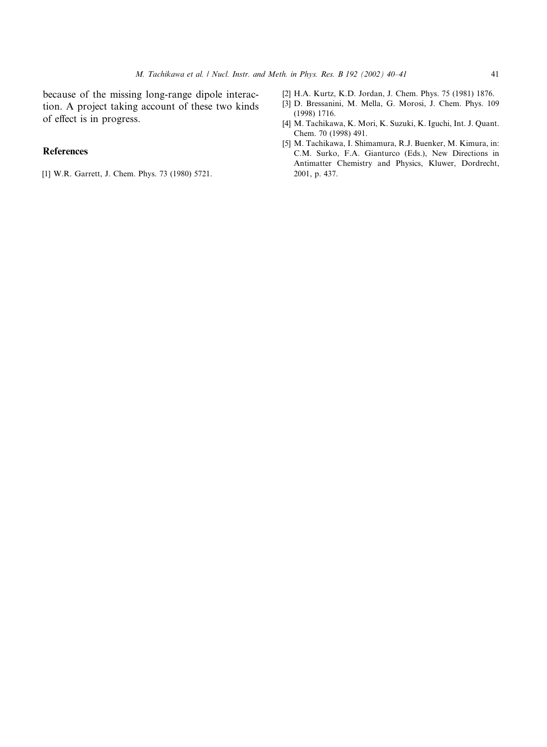because of the missing long-range dipole interaction. A project taking account of these two kinds of effect is in progress.

## References

[1] W.R. Garrett, J. Chem. Phys. 73 (1980) 5721.

[2] H.A. Kurtz, K.D. Jordan, J. Chem. Phys. 75 (1981) 1876.

[3] D. Bressanini, M. Mella, G. Morosi, J. Chem. Phys. 109 (1998) 1716.

[4] M. Tachikawa, K. Mori, K. Suzuki, K. Iguchi, Int. J. Quant. Chem. 70 (1998) 491.

[5] M. Tachikawa, I. Shimamura, R.J. Buenker, M. Kimura, in: C.M. Surko, F.A. Gianturco (Eds.), New Directions in Antimatter Chemistry and Physics, Kluwer, Dordrecht, 2001, p. 437.